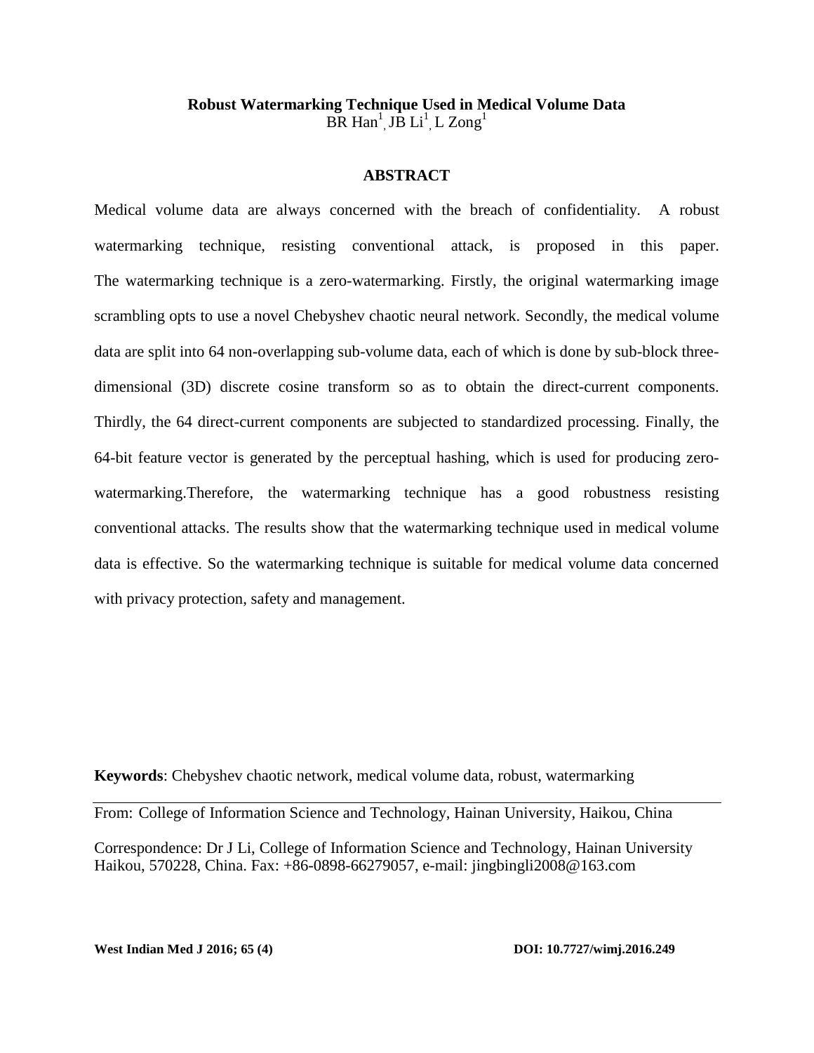# Robust Watermarking Technique Used in Medical Volume Data

BR Han[1], JB Li[1], L Zong[1]

## ABSTRACT

Medical volume data are always concerned with the breach of confidentiality. A robust watermarking technique, resisting conventional attack, is proposed in this paper. The watermarking technique is a zero-watermarking. Firstly, the original watermarking image scrambling opts to use a novel Chebyshev chaotic neural network. Secondly, the medical volume data are split into 64 non-overlapping sub-volume data, each of which is done by sub-block three-dimensional (3D) discrete cosine transform so as to obtain the direct-current components. Thirdly, the 64 direct-current components are subjected to standardized processing. Finally, the 64-bit feature vector is generated by the perceptual hashing, which is used for producing zero-watermarking.Therefore, the watermarking technique has a good robustness resisting conventional attacks. The results show that the watermarking technique used in medical volume data is effective. So the watermarking technique is suitable for medical volume data concerned with privacy protection, safety and management.

**Keywords**: Chebyshev chaotic network, medical volume data, robust, watermarking

---

From: College of Information Science and Technology, Hainan University, Haikou, China

Correspondence: Dr J Li, College of Information Science and Technology, Hainan University Haikou, 570228, China. Fax: +86-0898-66279057, e-mail: jingbingli2008@163.com

**West Indian Med J 2016; 65 (4)** **DOI: 10.7727/wimj.2016.249**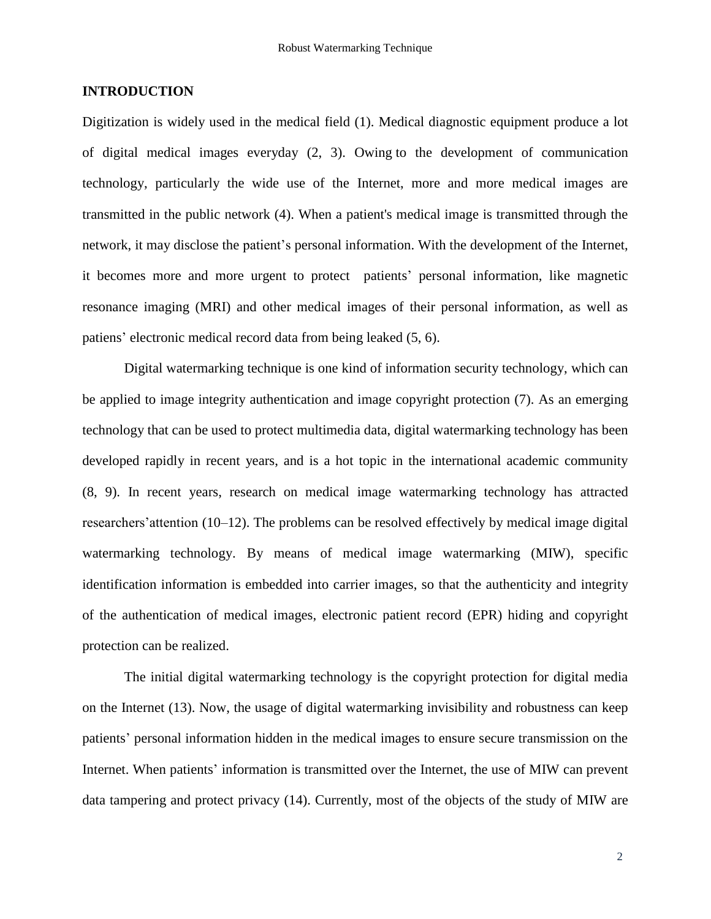## INTRODUCTION

Digitization is widely used in the medical field (1). Medical diagnostic equipment produce a lot of digital medical images everyday (2, 3). Owing to the development of communication technology, particularly the wide use of the Internet, more and more medical images are transmitted in the public network (4). When a patient's medical image is transmitted through the network, it may disclose the patient's personal information. With the development of the Internet, it becomes more and more urgent to protect patients' personal information, like magnetic resonance imaging (MRI) and other medical images of their personal information, as well as patiens' electronic medical record data from being leaked (5, 6).

Digital watermarking technique is one kind of information security technology, which can be applied to image integrity authentication and image copyright protection (7). As an emerging technology that can be used to protect multimedia data, digital watermarking technology has been developed rapidly in recent years, and is a hot topic in the international academic community (8, 9). In recent years, research on medical image watermarking technology has attracted researchers'attention (10–12). The problems can be resolved effectively by medical image digital watermarking technology. By means of medical image watermarking (MIW), specific identification information is embedded into carrier images, so that the authenticity and integrity of the authentication of medical images, electronic patient record (EPR) hiding and copyright protection can be realized.

The initial digital watermarking technology is the copyright protection for digital media on the Internet (13). Now, the usage of digital watermarking invisibility and robustness can keep patients' personal information hidden in the medical images to ensure secure transmission on the Internet. When patients' information is transmitted over the Internet, the use of MIW can prevent data tampering and protect privacy (14). Currently, most of the objects of the study of MIW are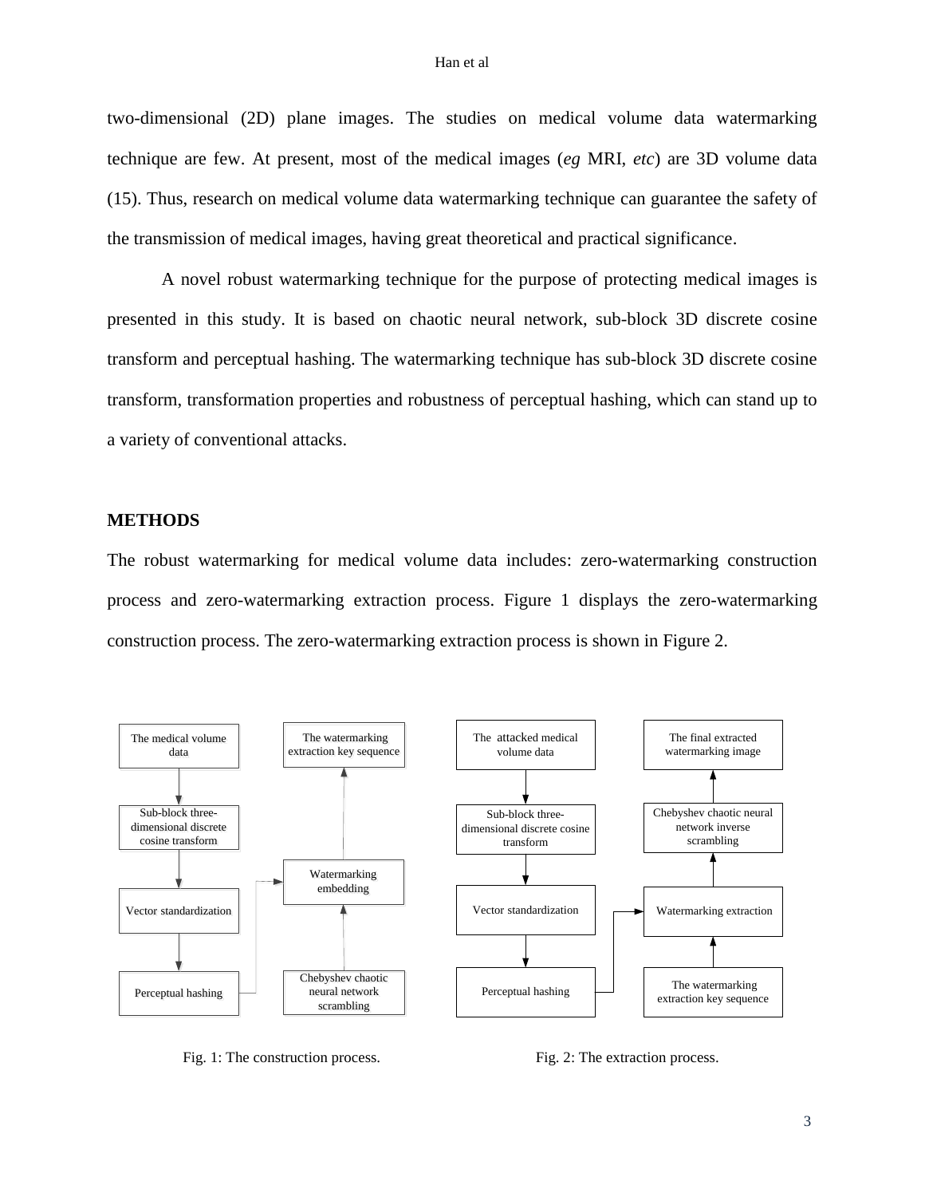two-dimensional (2D) plane images. The studies on medical volume data watermarking technique are few. At present, most of the medical images (*eg* MRI, *etc*) are 3D volume data (15). Thus, research on medical volume data watermarking technique can guarantee the safety of the transmission of medical images, having great theoretical and practical significance.

A novel robust watermarking technique for the purpose of protecting medical images is presented in this study. It is based on chaotic neural network, sub-block 3D discrete cosine transform and perceptual hashing. The watermarking technique has sub-block 3D discrete cosine transform, transformation properties and robustness of perceptual hashing, which can stand up to a variety of conventional attacks.

## METHODS

The robust watermarking for medical volume data includes: zero-watermarking construction process and zero-watermarking extraction process. Figure 1 displays the zero-watermarking construction process. The zero-watermarking extraction process is shown in Figure 2.

Fig. 1: The construction process.

Fig. 2: The extraction process.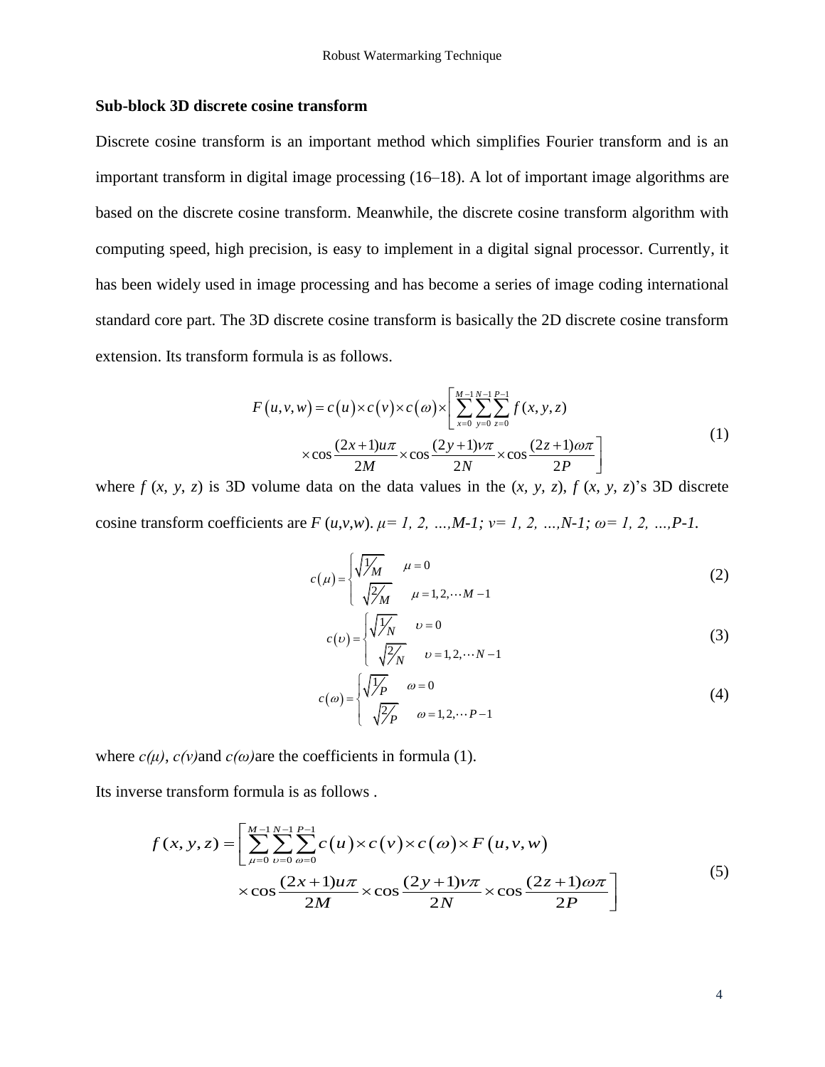**Sub-block 3D discrete cosine transform**

Discrete cosine transform is an important method which simplifies Fourier transform and is an important transform in digital image processing (16–18). A lot of important image algorithms are based on the discrete cosine transform. Meanwhile, the discrete cosine transform algorithm with computing speed, high precision, is easy to implement in a digital signal processor. Currently, it has been widely used in image processing and has become a series of image coding international standard core part. The 3D discrete cosine transform is basically the 2D discrete cosine transform extension. Its transform formula is as follows.

$$F(u,v,w) = c(u) \times c(v) \times c(\omega) \times \left[ \sum_{x=0}^{M-1} \sum_{y=0}^{N-1} \sum_{z=0}^{P-1} f(x,y,z) \times \cos\frac{(2x+1)u\pi}{2M} \times \cos\frac{(2y+1)v\pi}{2N} \times \cos\frac{(2z+1)\omega\pi}{2P} \right] \tag{1}$$

where $f(x, y, z)$ is 3D volume data on the data values in the $(x, y, z)$, $f(x, y, z)$'s 3D discrete cosine transform coefficients are $F(u,v,w)$. $\mu = 1, 2, \ldots, M-1$; $v = 1, 2, \ldots, N-1$; $\omega = 1, 2, \ldots, P-1$.

$$c(\mu) = \begin{cases} \sqrt{1/M} & \mu = 0 \\ \sqrt{2/M} & \mu = 1, 2, \cdots M-1 \end{cases} \tag{2}$$

$$c(\upsilon) = \begin{cases} \sqrt{1/N} & \upsilon = 0 \\ \sqrt{2/N} & \upsilon = 1, 2, \cdots N-1 \end{cases} \tag{3}$$

$$c(\omega) = \begin{cases} \sqrt{1/P} & \omega = 0 \\ \sqrt{2/P} & \omega = 1, 2, \cdots P-1 \end{cases} \tag{4}$$

where $c(\mu)$, $c(v)$ and $c(\omega)$ are the coefficients in formula (1).

Its inverse transform formula is as follows .

$$f(x,y,z) = \left[ \sum_{\mu=0}^{M-1} \sum_{\upsilon=0}^{N-1} \sum_{\omega=0}^{P-1} c(u) \times c(v) \times c(\omega) \times F(u,v,w) \times \cos\frac{(2x+1)u\pi}{2M} \times \cos\frac{(2y+1)v\pi}{2N} \times \cos\frac{(2z+1)\omega\pi}{2P} \right] \tag{5}$$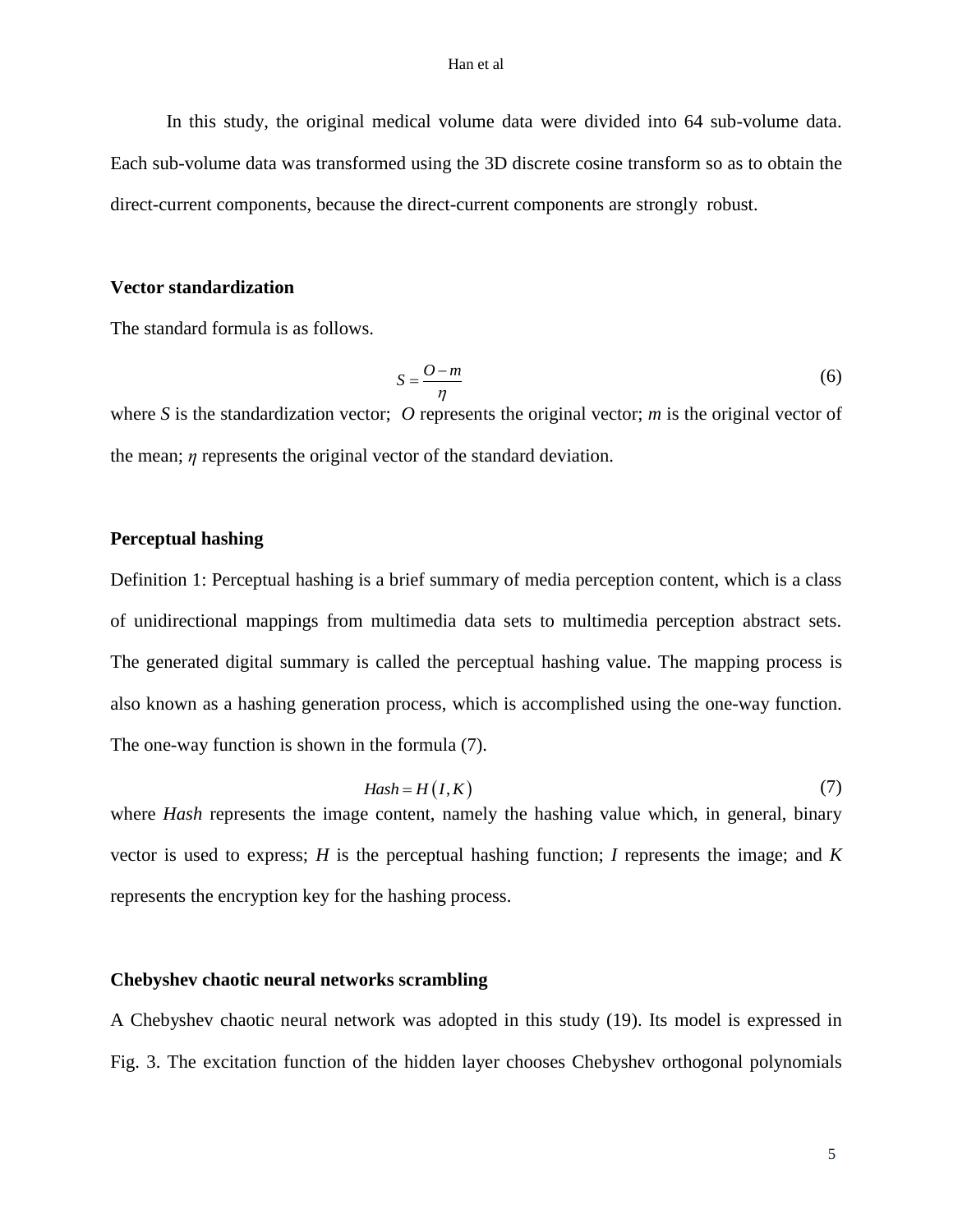In this study, the original medical volume data were divided into 64 sub-volume data. Each sub-volume data was transformed using the 3D discrete cosine transform so as to obtain the direct-current components, because the direct-current components are strongly robust.

**Vector standardization**

The standard formula is as follows.

$$S = \frac{O - m}{\eta} \tag{6}$$

where *S* is the standardization vector; *O* represents the original vector; *m* is the original vector of the mean; *η* represents the original vector of the standard deviation.

**Perceptual hashing**

Definition 1: Perceptual hashing is a brief summary of media perception content, which is a class of unidirectional mappings from multimedia data sets to multimedia perception abstract sets. The generated digital summary is called the perceptual hashing value. The mapping process is also known as a hashing generation process, which is accomplished using the one-way function. The one-way function is shown in the formula (7).

$$Hash = H(I, K) \tag{7}$$

where *Hash* represents the image content, namely the hashing value which, in general, binary vector is used to express; *H* is the perceptual hashing function; *I* represents the image; and *K* represents the encryption key for the hashing process.

**Chebyshev chaotic neural networks scrambling**

A Chebyshev chaotic neural network was adopted in this study (19). Its model is expressed in Fig. 3. The excitation function of the hidden layer chooses Chebyshev orthogonal polynomials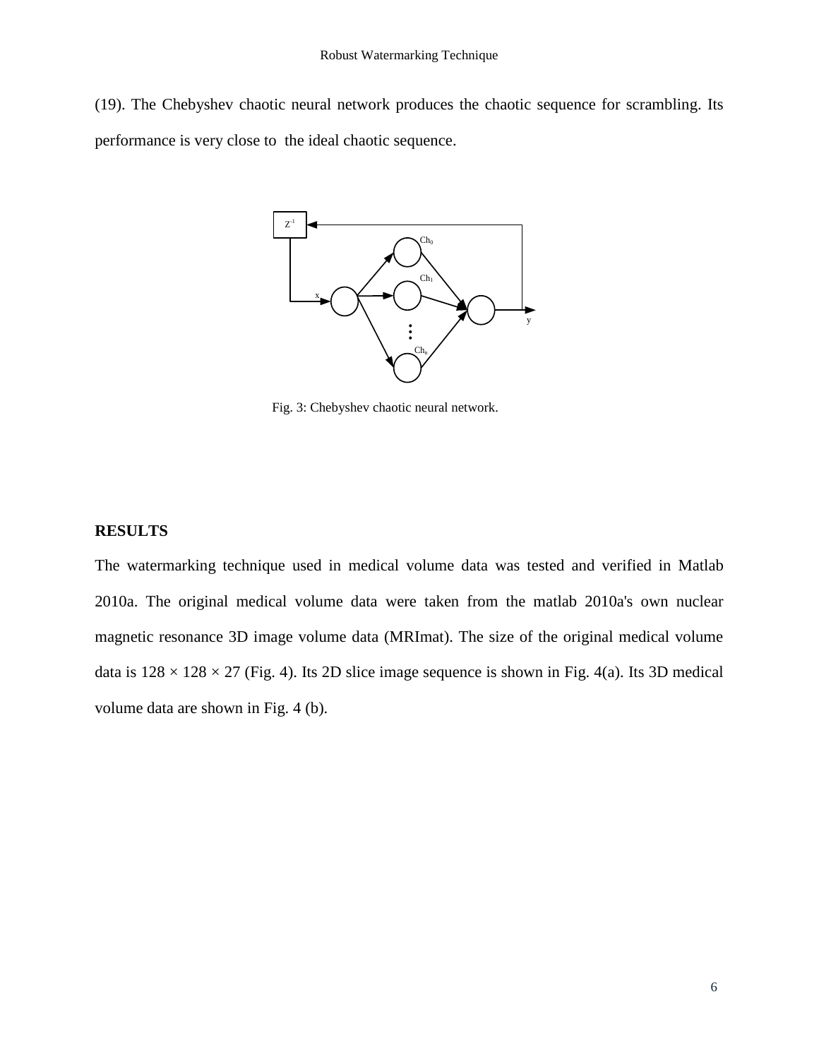(19). The Chebyshev chaotic neural network produces the chaotic sequence for scrambling. Its performance is very close to the ideal chaotic sequence.

Fig. 3: Chebyshev chaotic neural network.

## RESULTS

The watermarking technique used in medical volume data was tested and verified in Matlab 2010a. The original medical volume data were taken from the matlab 2010a's own nuclear magnetic resonance 3D image volume data (MRImat). The size of the original medical volume data is 128 × 128 × 27 (Fig. 4). Its 2D slice image sequence is shown in Fig. 4(a). Its 3D medical volume data are shown in Fig. 4 (b).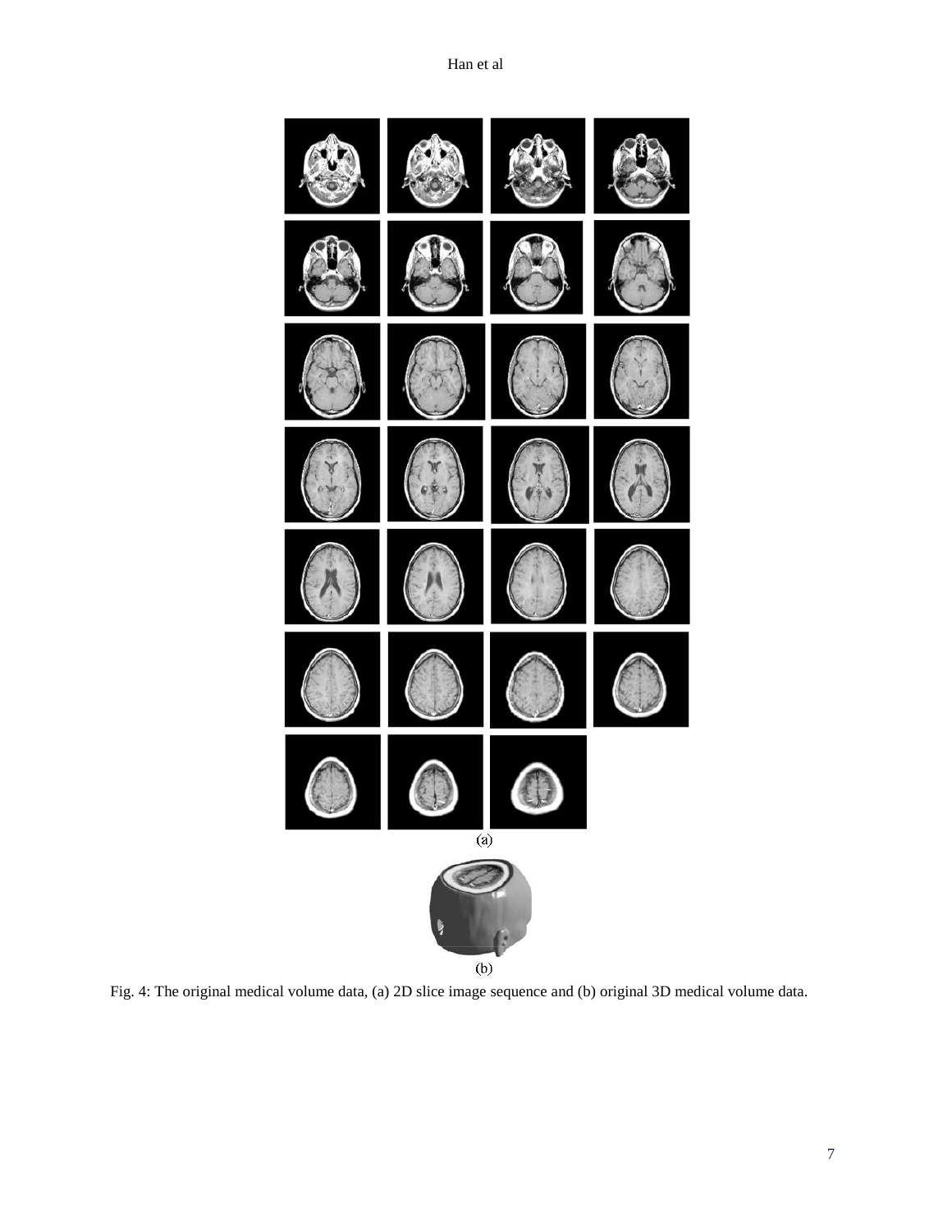(a)

(b)

Fig. 4: The original medical volume data, (a) 2D slice image sequence and (b) original 3D medical volume data.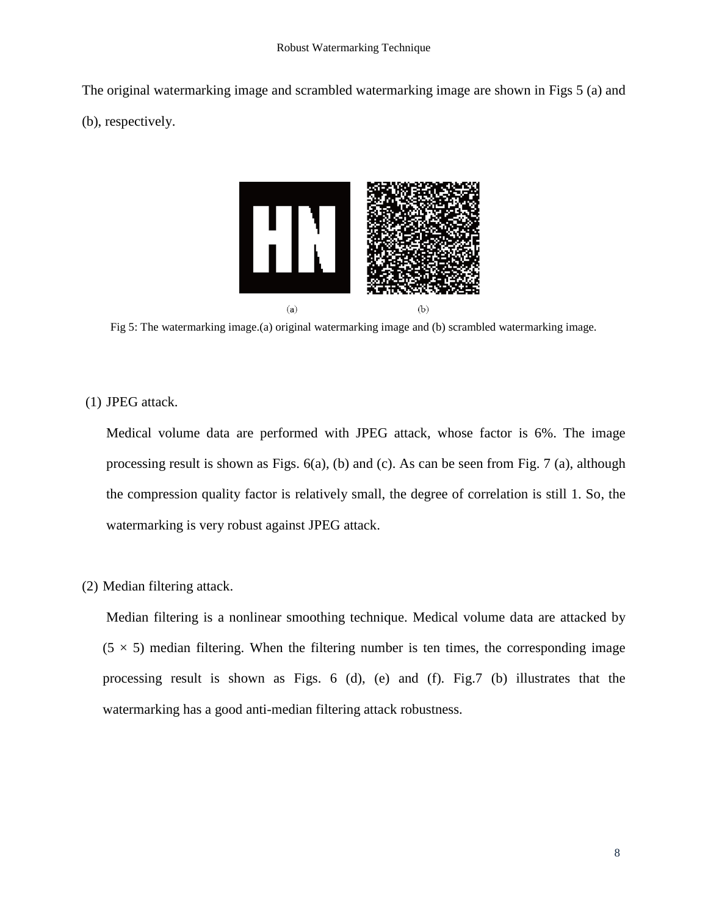The original watermarking image and scrambled watermarking image are shown in Figs 5 (a) and (b), respectively.

Fig 5: The watermarking image.(a) original watermarking image and (b) scrambled watermarking image.

(1) JPEG attack.

Medical volume data are performed with JPEG attack, whose factor is 6%. The image processing result is shown as Figs. 6(a), (b) and (c). As can be seen from Fig. 7 (a), although the compression quality factor is relatively small, the degree of correlation is still 1. So, the watermarking is very robust against JPEG attack.

(2) Median filtering attack.

Median filtering is a nonlinear smoothing technique. Medical volume data are attacked by ($5 \times 5$) median filtering. When the filtering number is ten times, the corresponding image processing result is shown as Figs. 6 (d), (e) and (f). Fig.7 (b) illustrates that the watermarking has a good anti-median filtering attack robustness.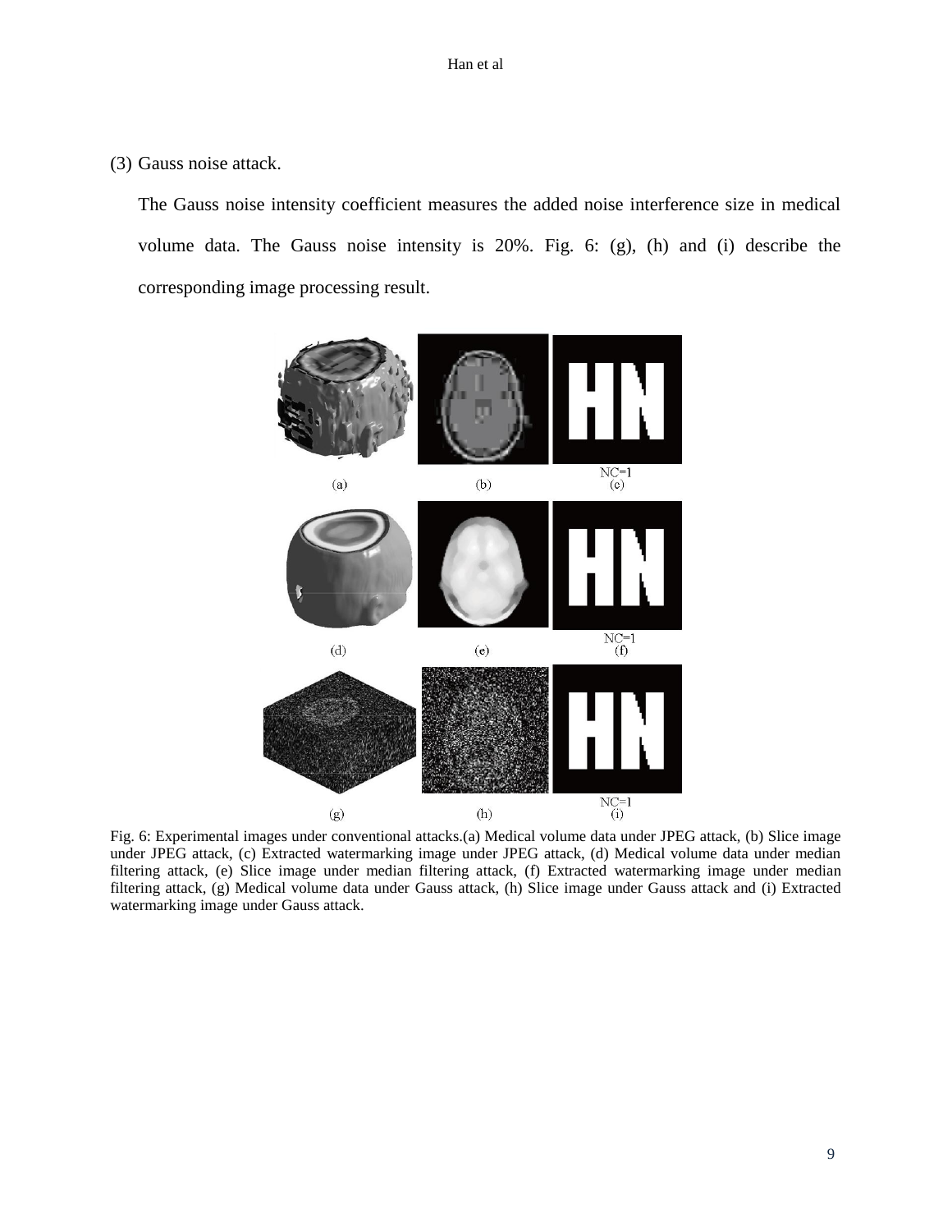(3) Gauss noise attack.

The Gauss noise intensity coefficient measures the added noise interference size in medical volume data. The Gauss noise intensity is 20%. Fig. 6: (g), (h) and (i) describe the corresponding image processing result.

Fig. 6: Experimental images under conventional attacks.(a) Medical volume data under JPEG attack, (b) Slice image under JPEG attack, (c) Extracted watermarking image under JPEG attack, (d) Medical volume data under median filtering attack, (e) Slice image under median filtering attack, (f) Extracted watermarking image under median filtering attack, (g) Medical volume data under Gauss attack, (h) Slice image under Gauss attack and (i) Extracted watermarking image under Gauss attack.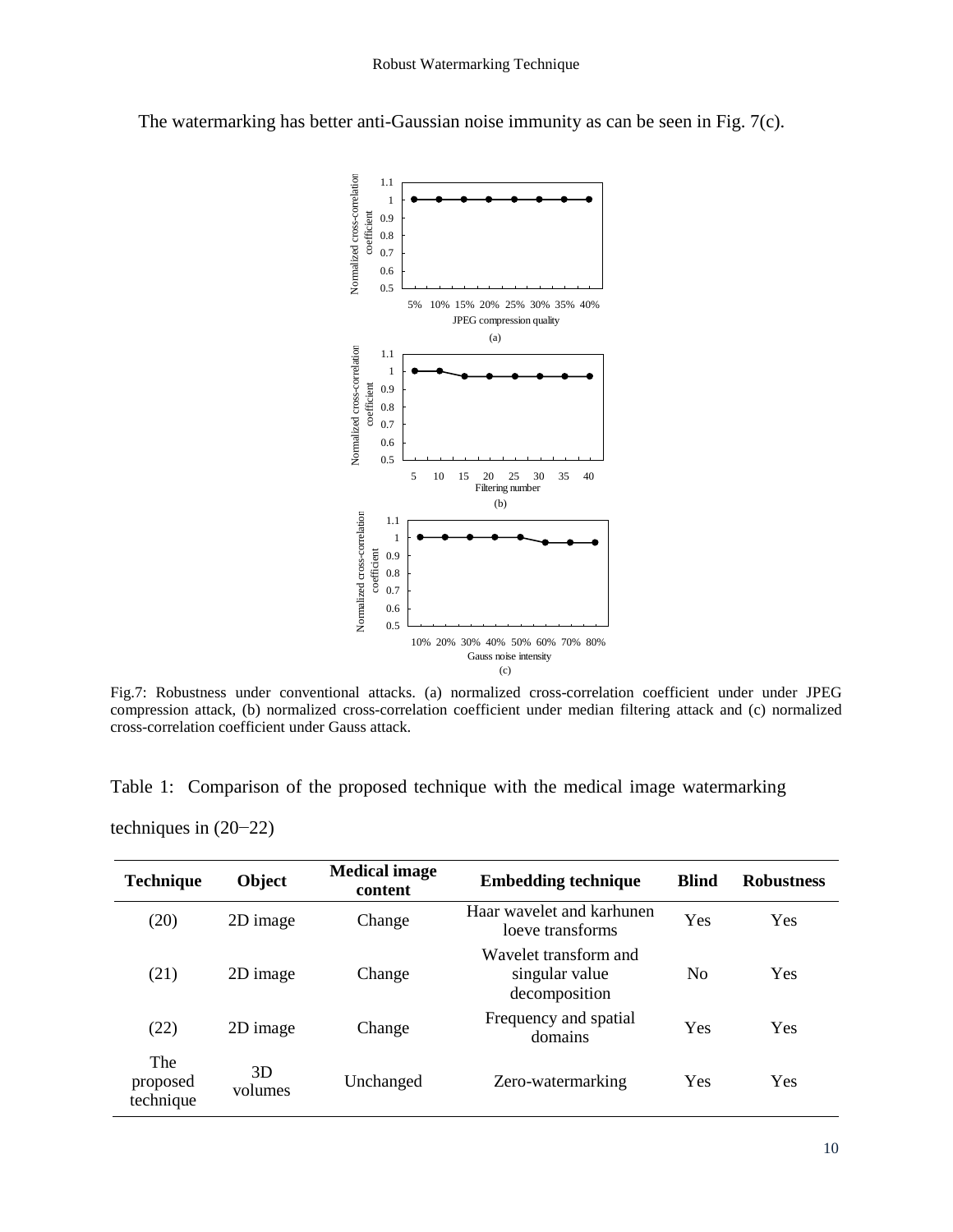The watermarking has better anti-Gaussian noise immunity as can be seen in Fig. 7(c).

Fig.7: Robustness under conventional attacks. (a) normalized cross-correlation coefficient under under JPEG compression attack, (b) normalized cross-correlation coefficient under median filtering attack and (c) normalized cross-correlation coefficient under Gauss attack.

Table 1: Comparison of the proposed technique with the medical image watermarking techniques in (20−22)

| Technique | Object | Medical image content | Embedding technique | Blind | Robustness |
|---|---|---|---|---|---|
| (20) | 2D image | Change | Haar wavelet and karhunen loeve transforms | Yes | Yes |
| (21) | 2D image | Change | Wavelet transform and singular value decomposition | No | Yes |
| (22) | 2D image | Change | Frequency and spatial domains | Yes | Yes |
| The proposed technique | 3D volumes | Unchanged | Zero-watermarking | Yes | Yes |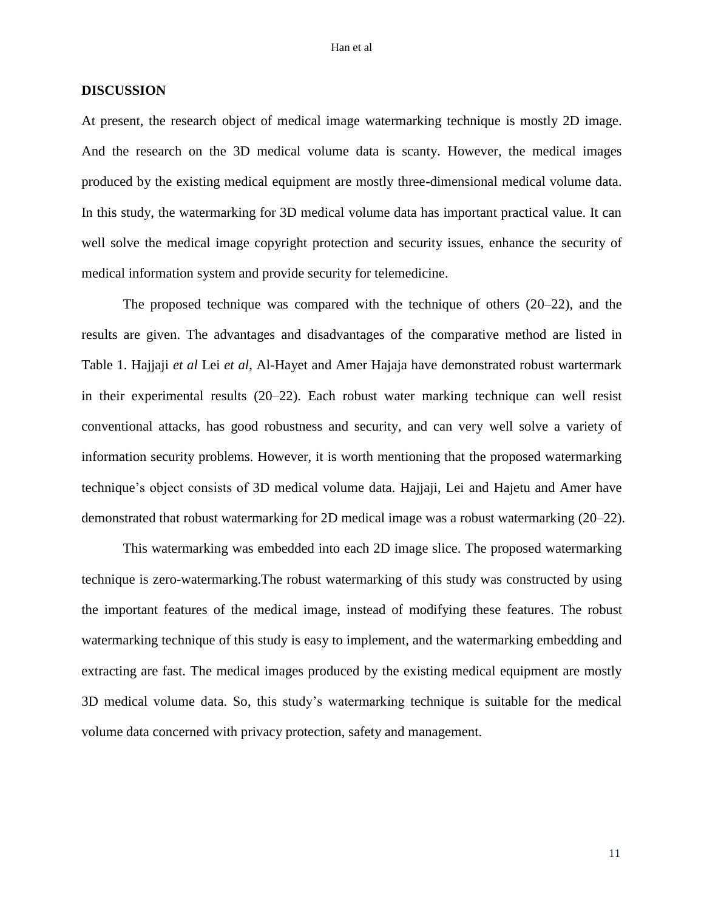## DISCUSSION

At present, the research object of medical image watermarking technique is mostly 2D image. And the research on the 3D medical volume data is scanty. However, the medical images produced by the existing medical equipment are mostly three-dimensional medical volume data. In this study, the watermarking for 3D medical volume data has important practical value. It can well solve the medical image copyright protection and security issues, enhance the security of medical information system and provide security for telemedicine.

The proposed technique was compared with the technique of others (20–22), and the results are given. The advantages and disadvantages of the comparative method are listed in Table 1. Hajjaji *et al* Lei *et al*, Al-Hayet and Amer Hajaja have demonstrated robust wartermark in their experimental results (20–22). Each robust water marking technique can well resist conventional attacks, has good robustness and security, and can very well solve a variety of information security problems. However, it is worth mentioning that the proposed watermarking technique's object consists of 3D medical volume data. Hajjaji, Lei and Hajetu and Amer have demonstrated that robust watermarking for 2D medical image was a robust watermarking (20–22).

This watermarking was embedded into each 2D image slice. The proposed watermarking technique is zero-watermarking.The robust watermarking of this study was constructed by using the important features of the medical image, instead of modifying these features. The robust watermarking technique of this study is easy to implement, and the watermarking embedding and extracting are fast. The medical images produced by the existing medical equipment are mostly 3D medical volume data. So, this study's watermarking technique is suitable for the medical volume data concerned with privacy protection, safety and management.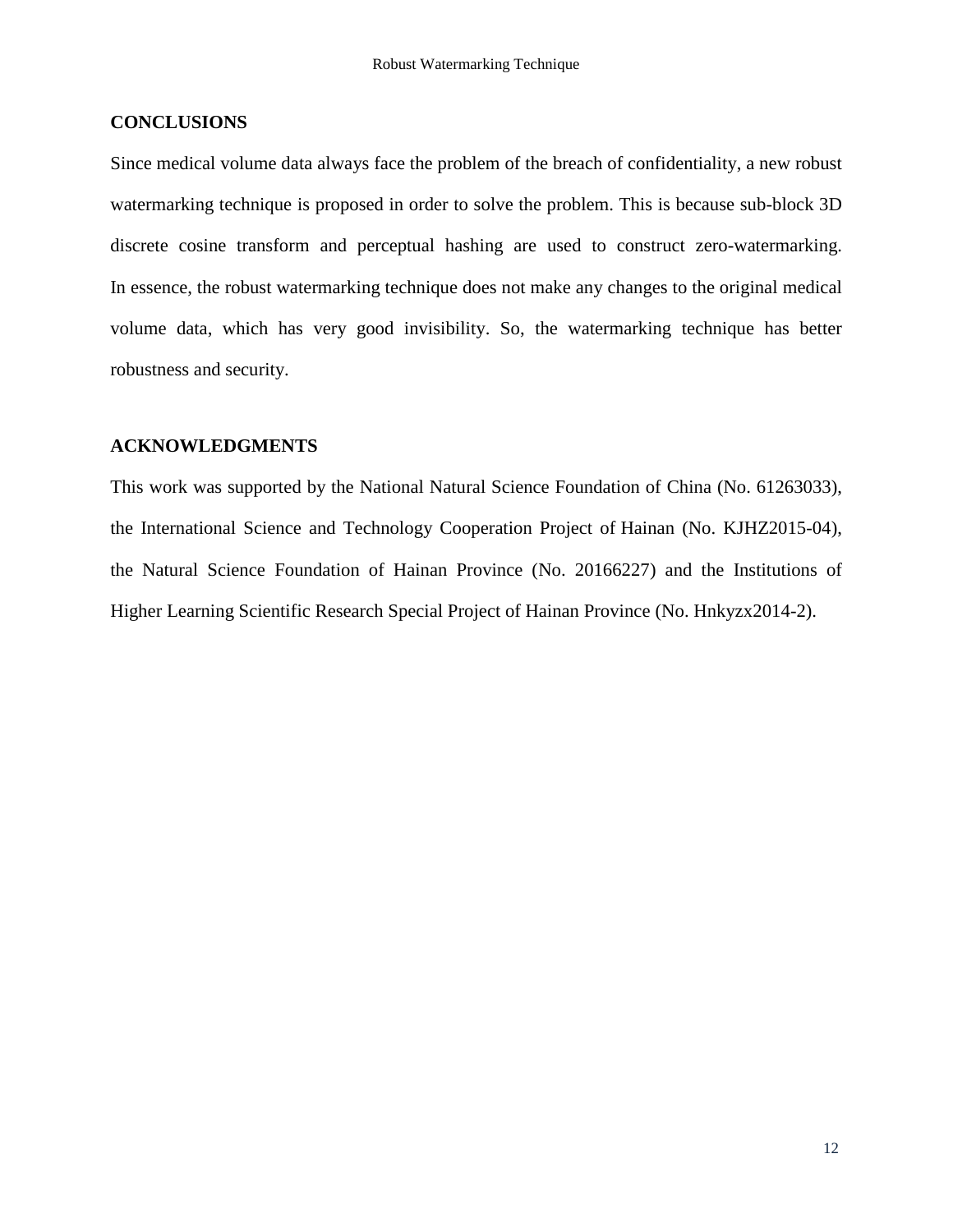## CONCLUSIONS

Since medical volume data always face the problem of the breach of confidentiality, a new robust watermarking technique is proposed in order to solve the problem. This is because sub-block 3D discrete cosine transform and perceptual hashing are used to construct zero-watermarking. In essence, the robust watermarking technique does not make any changes to the original medical volume data, which has very good invisibility. So, the watermarking technique has better robustness and security.

## ACKNOWLEDGMENTS

This work was supported by the National Natural Science Foundation of China (No. 61263033), the International Science and Technology Cooperation Project of Hainan (No. KJHZ2015-04), the Natural Science Foundation of Hainan Province (No. 20166227) and the Institutions of Higher Learning Scientific Research Special Project of Hainan Province (No. Hnkyzx2014-2).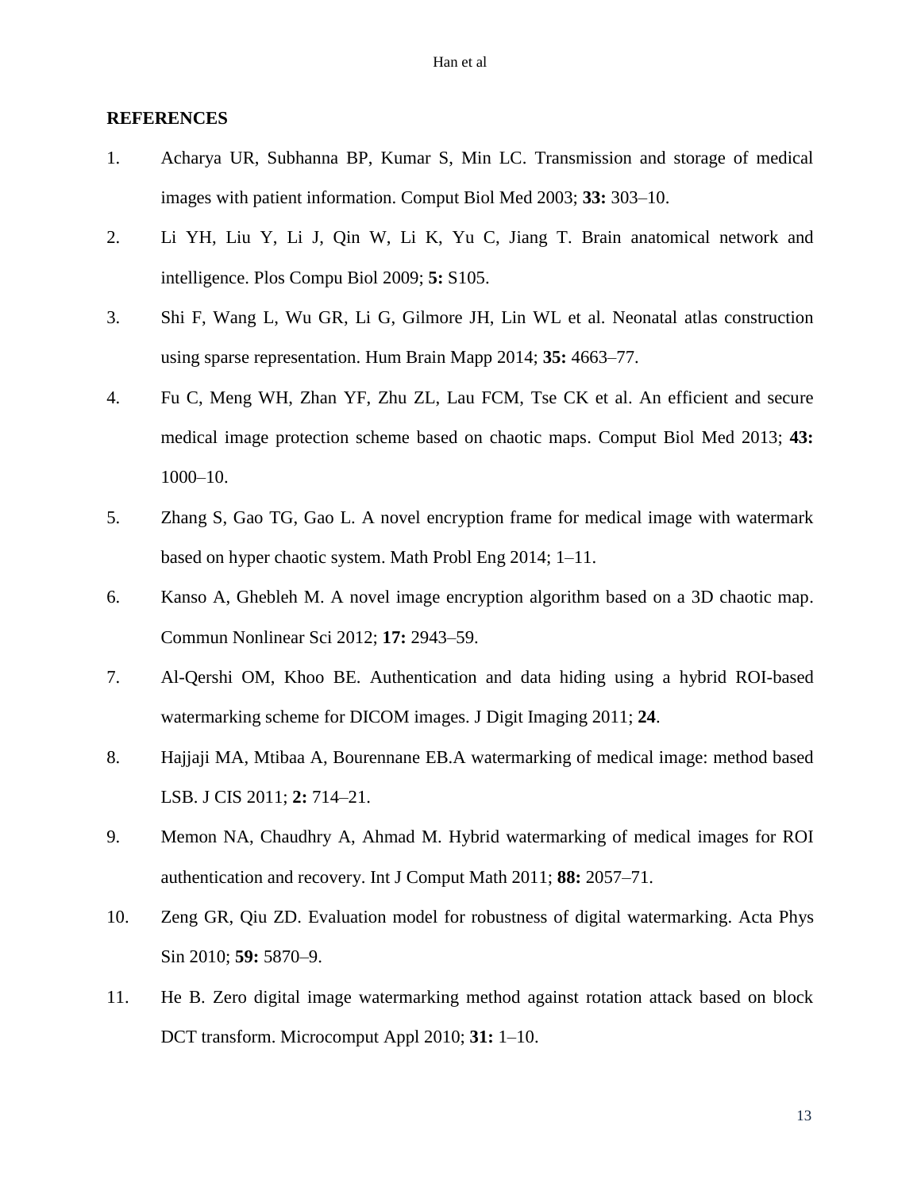## REFERENCES

1. Acharya UR, Subhanna BP, Kumar S, Min LC. Transmission and storage of medical images with patient information. Comput Biol Med 2003; **33:** 303–10.
2. Li YH, Liu Y, Li J, Qin W, Li K, Yu C, Jiang T. Brain anatomical network and intelligence. Plos Compu Biol 2009; **5:** S105.
3. Shi F, Wang L, Wu GR, Li G, Gilmore JH, Lin WL et al. Neonatal atlas construction using sparse representation. Hum Brain Mapp 2014; **35:** 4663–77.
4. Fu C, Meng WH, Zhan YF, Zhu ZL, Lau FCM, Tse CK et al. An efficient and secure medical image protection scheme based on chaotic maps. Comput Biol Med 2013; **43:** 1000–10.
5. Zhang S, Gao TG, Gao L. A novel encryption frame for medical image with watermark based on hyper chaotic system. Math Probl Eng 2014; 1–11.
6. Kanso A, Ghebleh M. A novel image encryption algorithm based on a 3D chaotic map. Commun Nonlinear Sci 2012; **17:** 2943–59.
7. Al-Qershi OM, Khoo BE. Authentication and data hiding using a hybrid ROI-based watermarking scheme for DICOM images. J Digit Imaging 2011; **24**.
8. Hajjaji MA, Mtibaa A, Bourennane EB.A watermarking of medical image: method based LSB. J CIS 2011; **2:** 714–21.
9. Memon NA, Chaudhry A, Ahmad M. Hybrid watermarking of medical images for ROI authentication and recovery. Int J Comput Math 2011; **88:** 2057–71.
10. Zeng GR, Qiu ZD. Evaluation model for robustness of digital watermarking. Acta Phys Sin 2010; **59:** 5870–9.
11. He B. Zero digital image watermarking method against rotation attack based on block DCT transform. Microcomput Appl 2010; **31:** 1–10.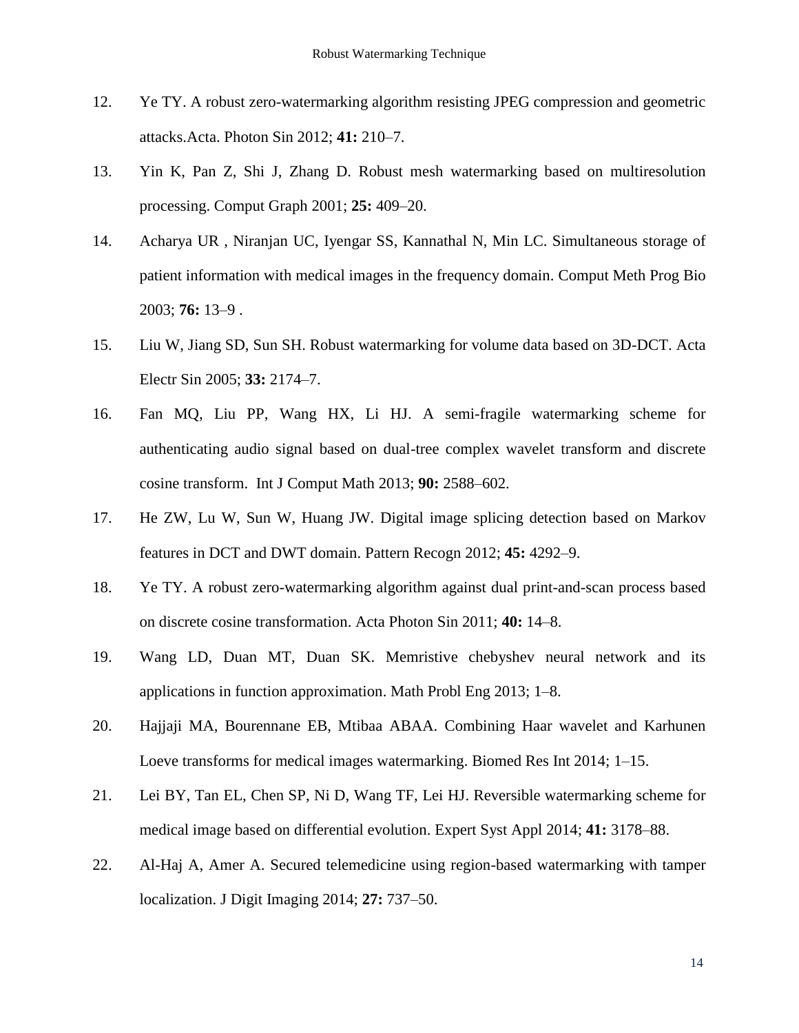12. Ye TY. A robust zero-watermarking algorithm resisting JPEG compression and geometric attacks.Acta. Photon Sin 2012; **41:** 210–7.
13. Yin K, Pan Z, Shi J, Zhang D. Robust mesh watermarking based on multiresolution processing. Comput Graph 2001; **25:** 409–20.
14. Acharya UR , Niranjan UC, Iyengar SS, Kannathal N, Min LC. Simultaneous storage of patient information with medical images in the frequency domain. Comput Meth Prog Bio 2003; **76:** 13–9 .
15. Liu W, Jiang SD, Sun SH. Robust watermarking for volume data based on 3D-DCT. Acta Electr Sin 2005; **33:** 2174–7.
16. Fan MQ, Liu PP, Wang HX, Li HJ. A semi-fragile watermarking scheme for authenticating audio signal based on dual-tree complex wavelet transform and discrete cosine transform. Int J Comput Math 2013; **90:** 2588–602.
17. He ZW, Lu W, Sun W, Huang JW. Digital image splicing detection based on Markov features in DCT and DWT domain. Pattern Recogn 2012; **45:** 4292–9.
18. Ye TY. A robust zero-watermarking algorithm against dual print-and-scan process based on discrete cosine transformation. Acta Photon Sin 2011; **40:** 14–8.
19. Wang LD, Duan MT, Duan SK. Memristive chebyshev neural network and its applications in function approximation. Math Probl Eng 2013; 1–8.
20. Hajjaji MA, Bourennane EB, Mtibaa ABAA. Combining Haar wavelet and Karhunen Loeve transforms for medical images watermarking. Biomed Res Int 2014; 1–15.
21. Lei BY, Tan EL, Chen SP, Ni D, Wang TF, Lei HJ. Reversible watermarking scheme for medical image based on differential evolution. Expert Syst Appl 2014; **41:** 3178–88.
22. Al-Haj A, Amer A. Secured telemedicine using region-based watermarking with tamper localization. J Digit Imaging 2014; **27:** 737–50.